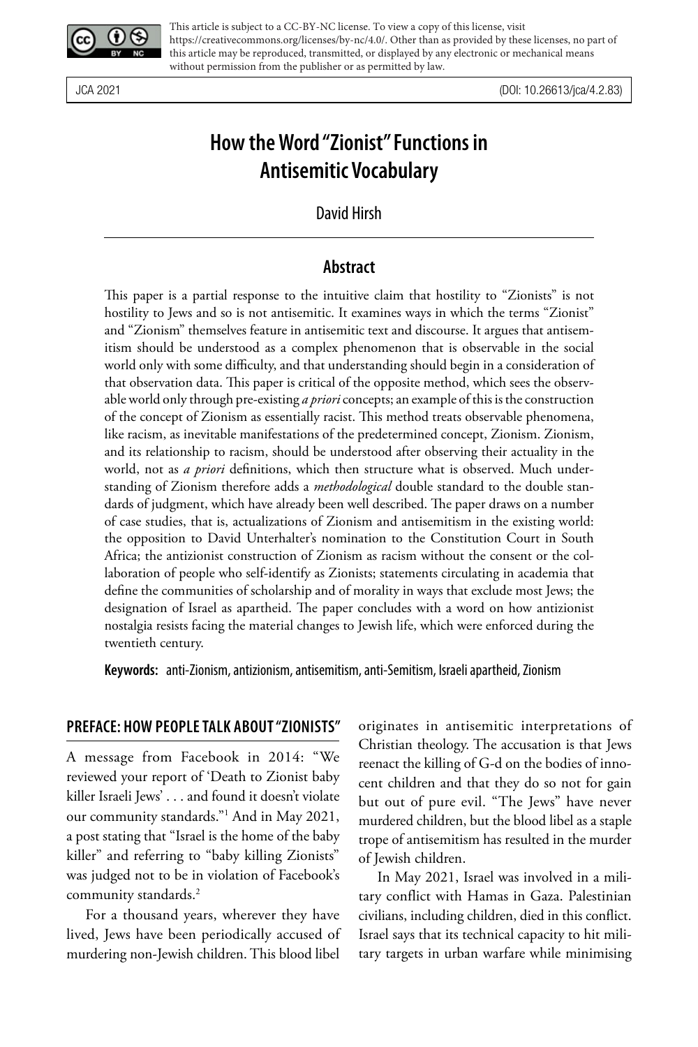This article is subject to a CC-BY-NC license. To view a copy of this license, visit https://creativecommons.org/licenses/by-nc/4.0/. Other than as provided by these licenses, no part of this article may be reproduced, transmitted, or displayed by any electronic or mechanical means without permission from the publisher or as permitted by law.

JCA 2021 (DOI: 10.26613/jca/4.2.83)

# How the Word "Zionist" Functions in Antisemitic Vocabulary

David Hirsh

## Abstract

This paper is a partial response to the intuitive claim that hostility to "Zionists" is not hostility to Jews and so is not antisemitic. It examines ways in which the terms "Zionist" and "Zionism" themselves feature in antisemitic text and discourse. It argues that antisemitism should be understood as a complex phenomenon that is observable in the social world only with some difficulty, and that understanding should begin in a consideration of that observation data. This paper is critical of the opposite method, which sees the observable world only through pre-existing *a priori* concepts; an example of this is the construction of the concept of Zionism as essentially racist. This method treats observable phenomena, like racism, as inevitable manifestations of the predetermined concept, Zionism. Zionism, and its relationship to racism, should be understood after observing their actuality in the world, not as *a priori* definitions, which then structure what is observed. Much understanding of Zionism therefore adds a *methodological* double standard to the double standards of judgment, which have already been well described. The paper draws on a number of case studies, that is, actualizations of Zionism and antisemitism in the existing world: the opposition to David Unterhalter's nomination to the Constitution Court in South Africa; the antizionist construction of Zionism as racism without the consent or the collaboration of people who self-identify as Zionists; statements circulating in academia that define the communities of scholarship and of morality in ways that exclude most Jews; the designation of Israel as apartheid. The paper concludes with a word on how antizionist nostalgia resists facing the material changes to Jewish life, which were enforced during the twentieth century.

**Keywords:** anti-Zionism, antizionism, antisemitism, anti-Semitism, Israeli apartheid, Zionism

## PREFACE: HOW PEOPLE TALK ABOUT "ZIONISTS"

A message from Facebook in 2014: "We reviewed your report of 'Death to Zionist baby killer Israeli Jews' . . . and found it doesn't violate our community standards."[1] And in May 2021, a post stating that "Israel is the home of the baby killer" and referring to "baby killing Zionists" was judged not to be in violation of Facebook's community standards.[2]

For a thousand years, wherever they have lived, Jews have been periodically accused of murdering non-Jewish children. This blood libel originates in antisemitic interpretations of Christian theology. The accusation is that Jews reenact the killing of G-d on the bodies of innocent children and that they do so not for gain but out of pure evil. "The Jews" have never murdered children, but the blood libel as a staple trope of antisemitism has resulted in the murder of Jewish children.

In May 2021, Israel was involved in a military conflict with Hamas in Gaza. Palestinian civilians, including children, died in this conflict. Israel says that its technical capacity to hit military targets in urban warfare while minimising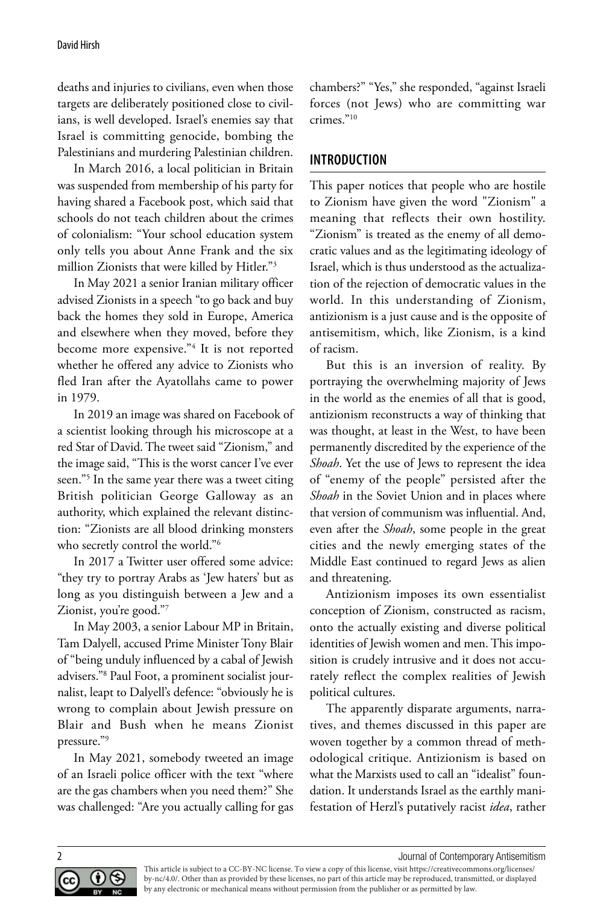deaths and injuries to civilians, even when those targets are deliberately positioned close to civilians, is well developed. Israel's enemies say that Israel is committing genocide, bombing the Palestinians and murdering Palestinian children.

In March 2016, a local politician in Britain was suspended from membership of his party for having shared a Facebook post, which said that schools do not teach children about the crimes of colonialism: "Your school education system only tells you about Anne Frank and the six million Zionists that were killed by Hitler."[3]

In May 2021 a senior Iranian military officer advised Zionists in a speech "to go back and buy back the homes they sold in Europe, America and elsewhere when they moved, before they become more expensive."[4] It is not reported whether he offered any advice to Zionists who fled Iran after the Ayatollahs came to power in 1979.

In 2019 an image was shared on Facebook of a scientist looking through his microscope at a red Star of David. The tweet said "Zionism," and the image said, "This is the worst cancer I've ever seen."[5] In the same year there was a tweet citing British politician George Galloway as an authority, which explained the relevant distinction: "Zionists are all blood drinking monsters who secretly control the world."[6]

In 2017 a Twitter user offered some advice: "they try to portray Arabs as 'Jew haters' but as long as you distinguish between a Jew and a Zionist, you're good."[7]

In May 2003, a senior Labour MP in Britain, Tam Dalyell, accused Prime Minister Tony Blair of "being unduly influenced by a cabal of Jewish advisers."[8] Paul Foot, a prominent socialist journalist, leapt to Dalyell's defence: "obviously he is wrong to complain about Jewish pressure on Blair and Bush when he means Zionist pressure."[9]

In May 2021, somebody tweeted an image of an Israeli police officer with the text "where are the gas chambers when you need them?" She was challenged: "Are you actually calling for gas chambers?" "Yes," she responded, "against Israeli forces (not Jews) who are committing war crimes."[10]

## INTRODUCTION

This paper notices that people who are hostile to Zionism have given the word "Zionism" a meaning that reflects their own hostility. "Zionism" is treated as the enemy of all democratic values and as the legitimating ideology of Israel, which is thus understood as the actualization of the rejection of democratic values in the world. In this understanding of Zionism, antizionism is a just cause and is the opposite of antisemitism, which, like Zionism, is a kind of racism.

But this is an inversion of reality. By portraying the overwhelming majority of Jews in the world as the enemies of all that is good, antizionism reconstructs a way of thinking that was thought, at least in the West, to have been permanently discredited by the experience of the *Shoah*. Yet the use of Jews to represent the idea of "enemy of the people" persisted after the *Shoah* in the Soviet Union and in places where that version of communism was influential. And, even after the *Shoah*, some people in the great cities and the newly emerging states of the Middle East continued to regard Jews as alien and threatening.

Antizionism imposes its own essentialist conception of Zionism, constructed as racism, onto the actually existing and diverse political identities of Jewish women and men. This imposition is crudely intrusive and it does not accurately reflect the complex realities of Jewish political cultures.

The apparently disparate arguments, narratives, and themes discussed in this paper are woven together by a common thread of methodological critique. Antizionism is based on what the Marxists used to call an "idealist" foundation. It understands Israel as the earthly manifestation of Herzl's putatively racist *idea*, rather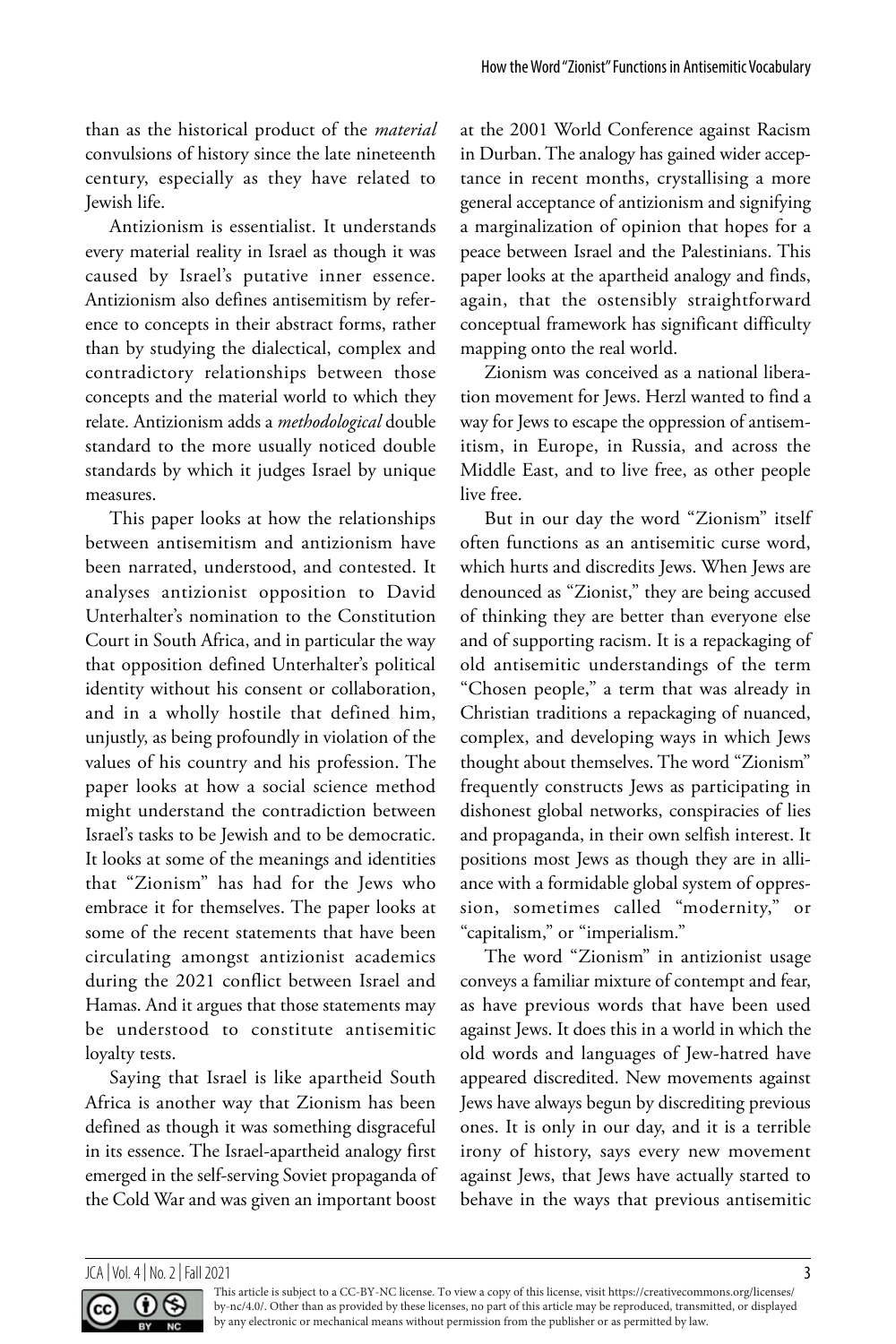than as the historical product of the *material* convulsions of history since the late nineteenth century, especially as they have related to Jewish life.

Antizionism is essentialist. It understands every material reality in Israel as though it was caused by Israel's putative inner essence. Antizionism also defines antisemitism by reference to concepts in their abstract forms, rather than by studying the dialectical, complex and contradictory relationships between those concepts and the material world to which they relate. Antizionism adds a *methodological* double standard to the more usually noticed double standards by which it judges Israel by unique measures.

This paper looks at how the relationships between antisemitism and antizionism have been narrated, understood, and contested. It analyses antizionist opposition to David Unterhalter's nomination to the Constitution Court in South Africa, and in particular the way that opposition defined Unterhalter's political identity without his consent or collaboration, and in a wholly hostile that defined him, unjustly, as being profoundly in violation of the values of his country and his profession. The paper looks at how a social science method might understand the contradiction between Israel's tasks to be Jewish and to be democratic. It looks at some of the meanings and identities that "Zionism" has had for the Jews who embrace it for themselves. The paper looks at some of the recent statements that have been circulating amongst antizionist academics during the 2021 conflict between Israel and Hamas. And it argues that those statements may be understood to constitute antisemitic loyalty tests.

Saying that Israel is like apartheid South Africa is another way that Zionism has been defined as though it was something disgraceful in its essence. The Israel-apartheid analogy first emerged in the self-serving Soviet propaganda of the Cold War and was given an important boost at the 2001 World Conference against Racism in Durban. The analogy has gained wider acceptance in recent months, crystallising a more general acceptance of antizionism and signifying a marginalization of opinion that hopes for a peace between Israel and the Palestinians. This paper looks at the apartheid analogy and finds, again, that the ostensibly straightforward conceptual framework has significant difficulty mapping onto the real world.

Zionism was conceived as a national liberation movement for Jews. Herzl wanted to find a way for Jews to escape the oppression of antisemitism, in Europe, in Russia, and across the Middle East, and to live free, as other people live free.

But in our day the word "Zionism" itself often functions as an antisemitic curse word, which hurts and discredits Jews. When Jews are denounced as "Zionist," they are being accused of thinking they are better than everyone else and of supporting racism. It is a repackaging of old antisemitic understandings of the term "Chosen people," a term that was already in Christian traditions a repackaging of nuanced, complex, and developing ways in which Jews thought about themselves. The word "Zionism" frequently constructs Jews as participating in dishonest global networks, conspiracies of lies and propaganda, in their own selfish interest. It positions most Jews as though they are in alliance with a formidable global system of oppression, sometimes called "modernity," or "capitalism," or "imperialism."

The word "Zionism" in antizionist usage conveys a familiar mixture of contempt and fear, as have previous words that have been used against Jews. It does this in a world in which the old words and languages of Jew-hatred have appeared discredited. New movements against Jews have always begun by discrediting previous ones. It is only in our day, and it is a terrible irony of history, says every new movement against Jews, that Jews have actually started to behave in the ways that previous antisemitic

This article is subject to a CC-BY-NC license. To view a copy of this license, visit https://creativecommons.org/licenses/by-nc/4.0/. Other than as provided by these licenses, no part of this article may be reproduced, transmitted, or displayed by any electronic or mechanical means without permission from the publisher or as permitted by law.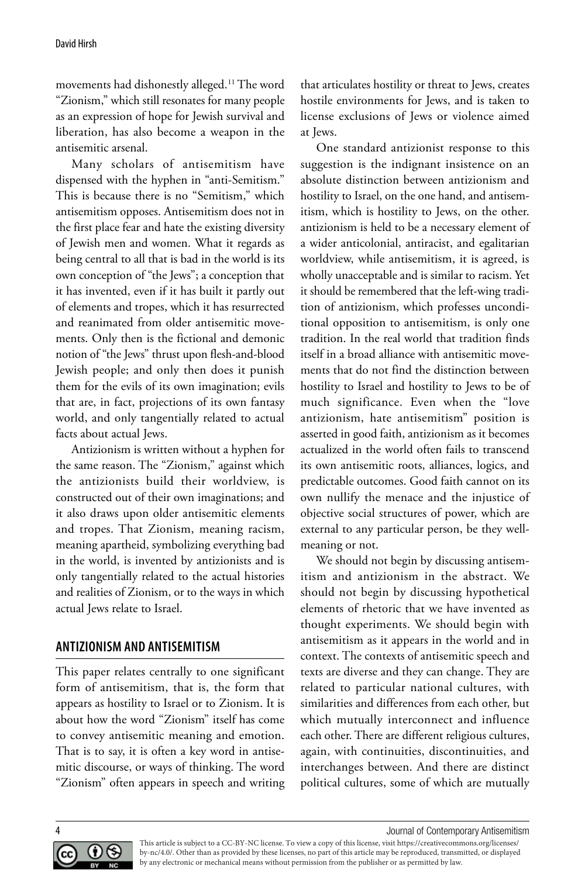movements had dishonestly alleged.[11] The word "Zionism," which still resonates for many people as an expression of hope for Jewish survival and liberation, has also become a weapon in the antisemitic arsenal.

Many scholars of antisemitism have dispensed with the hyphen in "anti-Semitism." This is because there is no "Semitism," which antisemitism opposes. Antisemitism does not in the first place fear and hate the existing diversity of Jewish men and women. What it regards as being central to all that is bad in the world is its own conception of "the Jews"; a conception that it has invented, even if it has built it partly out of elements and tropes, which it has resurrected and reanimated from older antisemitic movements. Only then is the fictional and demonic notion of "the Jews" thrust upon flesh-and-blood Jewish people; and only then does it punish them for the evils of its own imagination; evils that are, in fact, projections of its own fantasy world, and only tangentially related to actual facts about actual Jews.

Antizionism is written without a hyphen for the same reason. The "Zionism," against which the antizionists build their worldview, is constructed out of their own imaginations; and it also draws upon older antisemitic elements and tropes. That Zionism, meaning racism, meaning apartheid, symbolizing everything bad in the world, is invented by antizionists and is only tangentially related to the actual histories and realities of Zionism, or to the ways in which actual Jews relate to Israel.

## ANTIZIONISM AND ANTISEMITISM

This paper relates centrally to one significant form of antisemitism, that is, the form that appears as hostility to Israel or to Zionism. It is about how the word "Zionism" itself has come to convey antisemitic meaning and emotion. That is to say, it is often a key word in antisemitic discourse, or ways of thinking. The word "Zionism" often appears in speech and writing that articulates hostility or threat to Jews, creates hostile environments for Jews, and is taken to license exclusions of Jews or violence aimed at Jews.

One standard antizionist response to this suggestion is the indignant insistence on an absolute distinction between antizionism and hostility to Israel, on the one hand, and antisemitism, which is hostility to Jews, on the other. antizionism is held to be a necessary element of a wider anticolonial, antiracist, and egalitarian worldview, while antisemitism, it is agreed, is wholly unacceptable and is similar to racism. Yet it should be remembered that the left-wing tradition of antizionism, which professes unconditional opposition to antisemitism, is only one tradition. In the real world that tradition finds itself in a broad alliance with antisemitic movements that do not find the distinction between hostility to Israel and hostility to Jews to be of much significance. Even when the "love antizionism, hate antisemitism" position is asserted in good faith, antizionism as it becomes actualized in the world often fails to transcend its own antisemitic roots, alliances, logics, and predictable outcomes. Good faith cannot on its own nullify the menace and the injustice of objective social structures of power, which are external to any particular person, be they well-meaning or not.

We should not begin by discussing antisemitism and antizionism in the abstract. We should not begin by discussing hypothetical elements of rhetoric that we have invented as thought experiments. We should begin with antisemitism as it appears in the world and in context. The contexts of antisemitic speech and texts are diverse and they can change. They are related to particular national cultures, with similarities and differences from each other, but which mutually interconnect and influence each other. There are different religious cultures, again, with continuities, discontinuities, and interchanges between. And there are distinct political cultures, some of which are mutually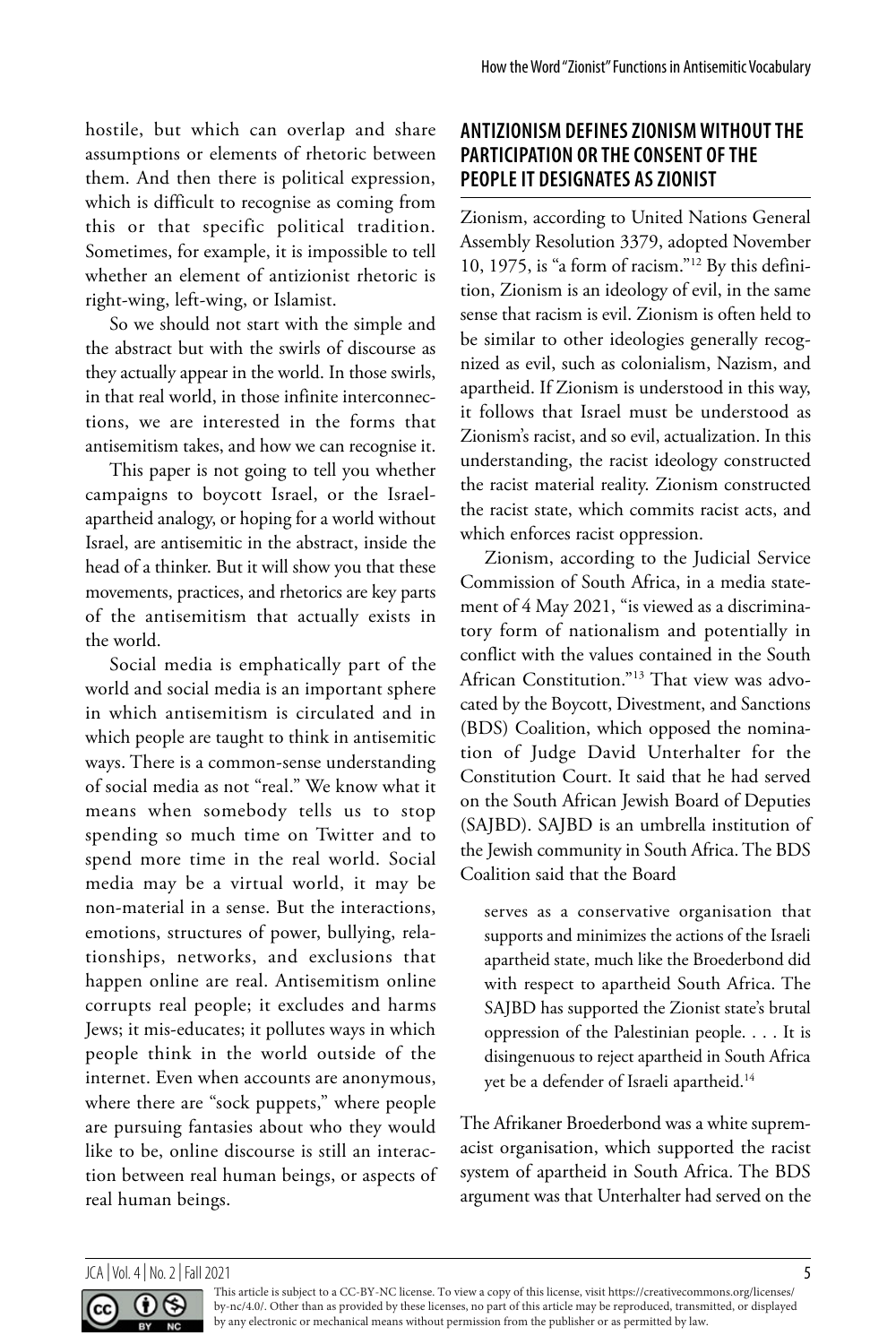hostile, but which can overlap and share assumptions or elements of rhetoric between them. And then there is political expression, which is difficult to recognise as coming from this or that specific political tradition. Sometimes, for example, it is impossible to tell whether an element of antizionist rhetoric is right-wing, left-wing, or Islamist.

So we should not start with the simple and the abstract but with the swirls of discourse as they actually appear in the world. In those swirls, in that real world, in those infinite interconnections, we are interested in the forms that antisemitism takes, and how we can recognise it.

This paper is not going to tell you whether campaigns to boycott Israel, or the Israel-apartheid analogy, or hoping for a world without Israel, are antisemitic in the abstract, inside the head of a thinker. But it will show you that these movements, practices, and rhetorics are key parts of the antisemitism that actually exists in the world.

Social media is emphatically part of the world and social media is an important sphere in which antisemitism is circulated and in which people are taught to think in antisemitic ways. There is a common-sense understanding of social media as not "real." We know what it means when somebody tells us to stop spending so much time on Twitter and to spend more time in the real world. Social media may be a virtual world, it may be non-material in a sense. But the interactions, emotions, structures of power, bullying, relationships, networks, and exclusions that happen online are real. Antisemitism online corrupts real people; it excludes and harms Jews; it mis-educates; it pollutes ways in which people think in the world outside of the internet. Even when accounts are anonymous, where there are "sock puppets," where people are pursuing fantasies about who they would like to be, online discourse is still an interaction between real human beings, or aspects of real human beings.

## ANTIZIONISM DEFINES ZIONISM WITHOUT THE PARTICIPATION OR THE CONSENT OF THE PEOPLE IT DESIGNATES AS ZIONIST

Zionism, according to United Nations General Assembly Resolution 3379, adopted November 10, 1975, is "a form of racism."[12] By this definition, Zionism is an ideology of evil, in the same sense that racism is evil. Zionism is often held to be similar to other ideologies generally recognized as evil, such as colonialism, Nazism, and apartheid. If Zionism is understood in this way, it follows that Israel must be understood as Zionism's racist, and so evil, actualization. In this understanding, the racist ideology constructed the racist material reality. Zionism constructed the racist state, which commits racist acts, and which enforces racist oppression.

Zionism, according to the Judicial Service Commission of South Africa, in a media statement of 4 May 2021, "is viewed as a discriminatory form of nationalism and potentially in conflict with the values contained in the South African Constitution."[13] That view was advocated by the Boycott, Divestment, and Sanctions (BDS) Coalition, which opposed the nomination of Judge David Unterhalter for the Constitution Court. It said that he had served on the South African Jewish Board of Deputies (SAJBD). SAJBD is an umbrella institution of the Jewish community in South Africa. The BDS Coalition said that the Board

> serves as a conservative organisation that supports and minimizes the actions of the Israeli apartheid state, much like the Broederbond did with respect to apartheid South Africa. The SAJBD has supported the Zionist state's brutal oppression of the Palestinian people. . . . It is disingenuous to reject apartheid in South Africa yet be a defender of Israeli apartheid.[14]

The Afrikaner Broederbond was a white supremacist organisation, which supported the racist system of apartheid in South Africa. The BDS argument was that Unterhalter had served on the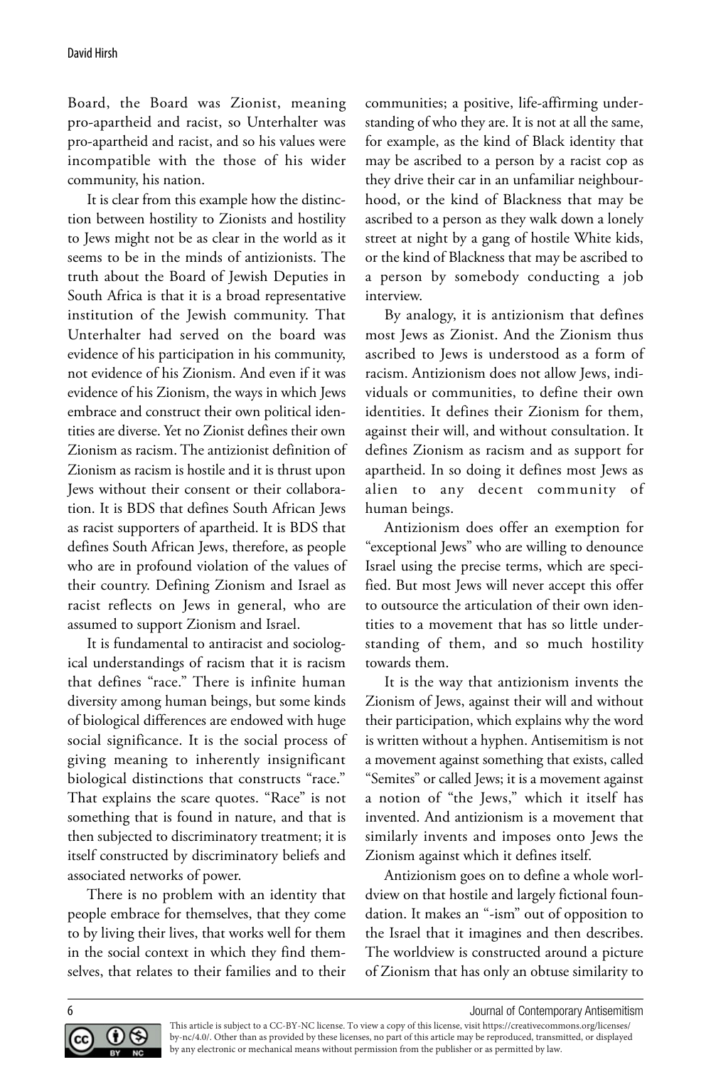Board, the Board was Zionist, meaning pro-apartheid and racist, so Unterhalter was pro-apartheid and racist, and so his values were incompatible with the those of his wider community, his nation.

It is clear from this example how the distinction between hostility to Zionists and hostility to Jews might not be as clear in the world as it seems to be in the minds of antizionists. The truth about the Board of Jewish Deputies in South Africa is that it is a broad representative institution of the Jewish community. That Unterhalter had served on the board was evidence of his participation in his community, not evidence of his Zionism. And even if it was evidence of his Zionism, the ways in which Jews embrace and construct their own political identities are diverse. Yet no Zionist defines their own Zionism as racism. The antizionist definition of Zionism as racism is hostile and it is thrust upon Jews without their consent or their collaboration. It is BDS that defines South African Jews as racist supporters of apartheid. It is BDS that defines South African Jews, therefore, as people who are in profound violation of the values of their country. Defining Zionism and Israel as racist reflects on Jews in general, who are assumed to support Zionism and Israel.

It is fundamental to antiracist and sociological understandings of racism that it is racism that defines "race." There is infinite human diversity among human beings, but some kinds of biological differences are endowed with huge social significance. It is the social process of giving meaning to inherently insignificant biological distinctions that constructs "race." That explains the scare quotes. "Race" is not something that is found in nature, and that is then subjected to discriminatory treatment; it is itself constructed by discriminatory beliefs and associated networks of power.

There is no problem with an identity that people embrace for themselves, that they come to by living their lives, that works well for them in the social context in which they find themselves, that relates to their families and to their communities; a positive, life-affirming understanding of who they are. It is not at all the same, for example, as the kind of Black identity that may be ascribed to a person by a racist cop as they drive their car in an unfamiliar neighbourhood, or the kind of Blackness that may be ascribed to a person as they walk down a lonely street at night by a gang of hostile White kids, or the kind of Blackness that may be ascribed to a person by somebody conducting a job interview.

By analogy, it is antizionism that defines most Jews as Zionist. And the Zionism thus ascribed to Jews is understood as a form of racism. Antizionism does not allow Jews, individuals or communities, to define their own identities. It defines their Zionism for them, against their will, and without consultation. It defines Zionism as racism and as support for apartheid. In so doing it defines most Jews as alien to any decent community of human beings.

Antizionism does offer an exemption for "exceptional Jews" who are willing to denounce Israel using the precise terms, which are specified. But most Jews will never accept this offer to outsource the articulation of their own identities to a movement that has so little understanding of them, and so much hostility towards them.

It is the way that antizionism invents the Zionism of Jews, against their will and without their participation, which explains why the word is written without a hyphen. Antisemitism is not a movement against something that exists, called "Semites" or called Jews; it is a movement against a notion of "the Jews," which it itself has invented. And antizionism is a movement that similarly invents and imposes onto Jews the Zionism against which it defines itself.

Antizionism goes on to define a whole worldview on that hostile and largely fictional foundation. It makes an "-ism" out of opposition to the Israel that it imagines and then describes. The worldview is constructed around a picture of Zionism that has only an obtuse similarity to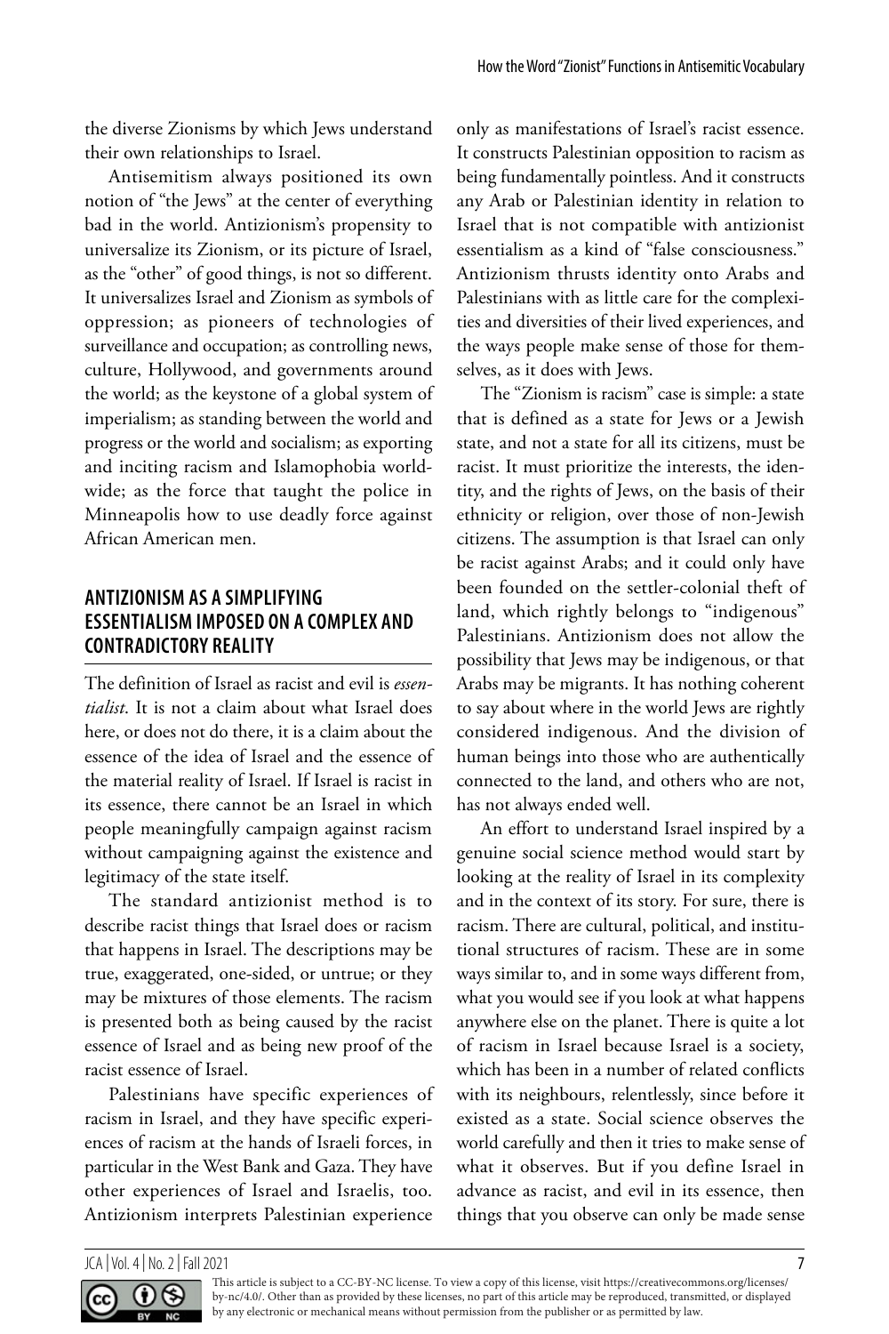the diverse Zionisms by which Jews understand their own relationships to Israel.

Antisemitism always positioned its own notion of "the Jews" at the center of everything bad in the world. Antizionism's propensity to universalize its Zionism, or its picture of Israel, as the "other" of good things, is not so different. It universalizes Israel and Zionism as symbols of oppression; as pioneers of technologies of surveillance and occupation; as controlling news, culture, Hollywood, and governments around the world; as the keystone of a global system of imperialism; as standing between the world and progress or the world and socialism; as exporting and inciting racism and Islamophobia worldwide; as the force that taught the police in Minneapolis how to use deadly force against African American men.

## ANTIZIONISM AS A SIMPLIFYING ESSENTIALISM IMPOSED ON A COMPLEX AND CONTRADICTORY REALITY

The definition of Israel as racist and evil is *essentialist*. It is not a claim about what Israel does here, or does not do there, it is a claim about the essence of the idea of Israel and the essence of the material reality of Israel. If Israel is racist in its essence, there cannot be an Israel in which people meaningfully campaign against racism without campaigning against the existence and legitimacy of the state itself.

The standard antizionist method is to describe racist things that Israel does or racism that happens in Israel. The descriptions may be true, exaggerated, one-sided, or untrue; or they may be mixtures of those elements. The racism is presented both as being caused by the racist essence of Israel and as being new proof of the racist essence of Israel.

Palestinians have specific experiences of racism in Israel, and they have specific experiences of racism at the hands of Israeli forces, in particular in the West Bank and Gaza. They have other experiences of Israel and Israelis, too. Antizionism interprets Palestinian experience only as manifestations of Israel's racist essence. It constructs Palestinian opposition to racism as being fundamentally pointless. And it constructs any Arab or Palestinian identity in relation to Israel that is not compatible with antizionist essentialism as a kind of "false consciousness." Antizionism thrusts identity onto Arabs and Palestinians with as little care for the complexities and diversities of their lived experiences, and the ways people make sense of those for themselves, as it does with Jews.

The "Zionism is racism" case is simple: a state that is defined as a state for Jews or a Jewish state, and not a state for all its citizens, must be racist. It must prioritize the interests, the identity, and the rights of Jews, on the basis of their ethnicity or religion, over those of non-Jewish citizens. The assumption is that Israel can only be racist against Arabs; and it could only have been founded on the settler-colonial theft of land, which rightly belongs to "indigenous" Palestinians. Antizionism does not allow the possibility that Jews may be indigenous, or that Arabs may be migrants. It has nothing coherent to say about where in the world Jews are rightly considered indigenous. And the division of human beings into those who are authentically connected to the land, and others who are not, has not always ended well.

An effort to understand Israel inspired by a genuine social science method would start by looking at the reality of Israel in its complexity and in the context of its story. For sure, there is racism. There are cultural, political, and institutional structures of racism. These are in some ways similar to, and in some ways different from, what you would see if you look at what happens anywhere else on the planet. There is quite a lot of racism in Israel because Israel is a society, which has been in a number of related conflicts with its neighbours, relentlessly, since before it existed as a state. Social science observes the world carefully and then it tries to make sense of what it observes. But if you define Israel in advance as racist, and evil in its essence, then things that you observe can only be made sense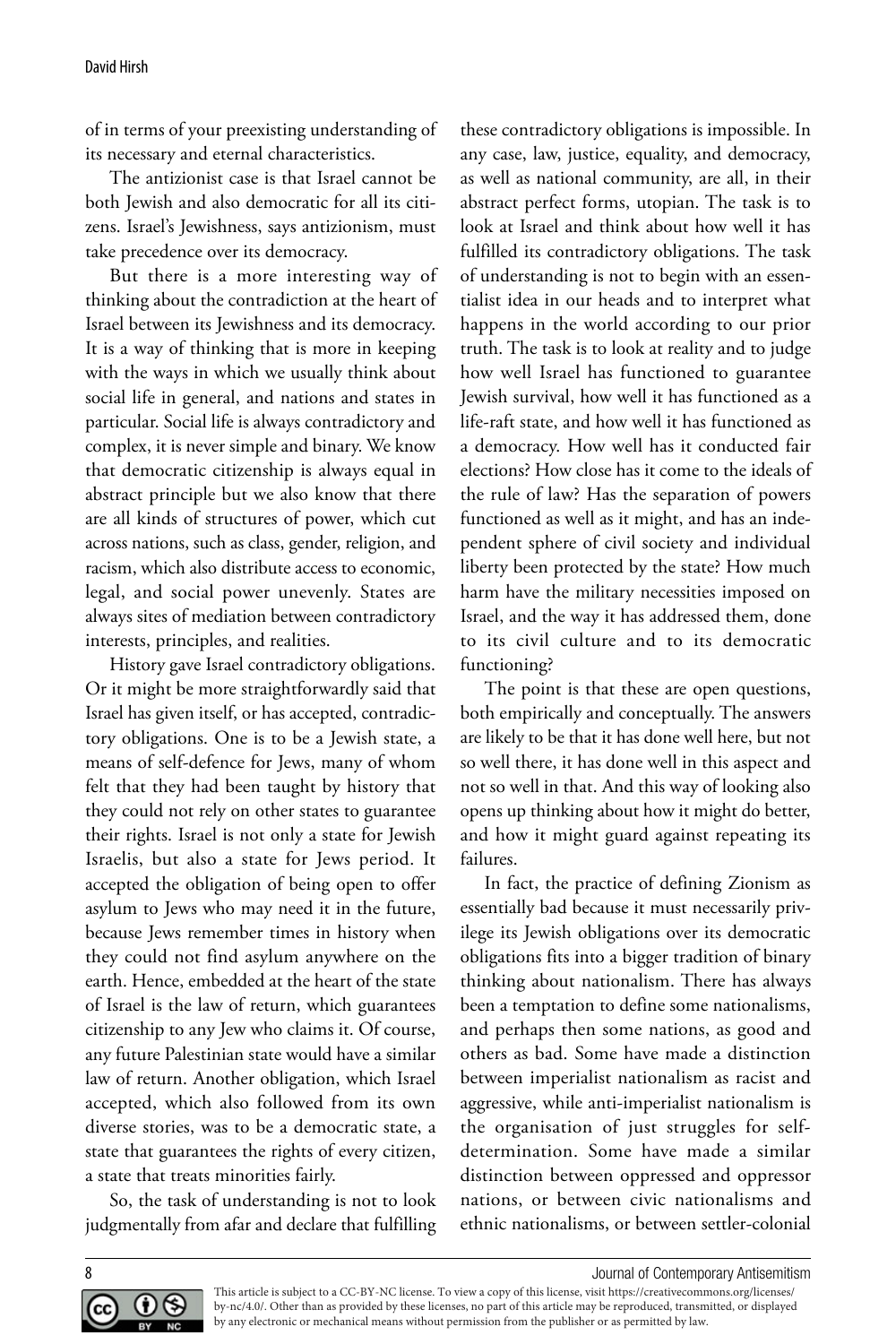of in terms of your preexisting understanding of its necessary and eternal characteristics.

The antizionist case is that Israel cannot be both Jewish and also democratic for all its citizens. Israel's Jewishness, says antizionism, must take precedence over its democracy.

But there is a more interesting way of thinking about the contradiction at the heart of Israel between its Jewishness and its democracy. It is a way of thinking that is more in keeping with the ways in which we usually think about social life in general, and nations and states in particular. Social life is always contradictory and complex, it is never simple and binary. We know that democratic citizenship is always equal in abstract principle but we also know that there are all kinds of structures of power, which cut across nations, such as class, gender, religion, and racism, which also distribute access to economic, legal, and social power unevenly. States are always sites of mediation between contradictory interests, principles, and realities.

History gave Israel contradictory obligations. Or it might be more straightforwardly said that Israel has given itself, or has accepted, contradictory obligations. One is to be a Jewish state, a means of self-defence for Jews, many of whom felt that they had been taught by history that they could not rely on other states to guarantee their rights. Israel is not only a state for Jewish Israelis, but also a state for Jews period. It accepted the obligation of being open to offer asylum to Jews who may need it in the future, because Jews remember times in history when they could not find asylum anywhere on the earth. Hence, embedded at the heart of the state of Israel is the law of return, which guarantees citizenship to any Jew who claims it. Of course, any future Palestinian state would have a similar law of return. Another obligation, which Israel accepted, which also followed from its own diverse stories, was to be a democratic state, a state that guarantees the rights of every citizen, a state that treats minorities fairly.

So, the task of understanding is not to look judgmentally from afar and declare that fulfilling these contradictory obligations is impossible. In any case, law, justice, equality, and democracy, as well as national community, are all, in their abstract perfect forms, utopian. The task is to look at Israel and think about how well it has fulfilled its contradictory obligations. The task of understanding is not to begin with an essentialist idea in our heads and to interpret what happens in the world according to our prior truth. The task is to look at reality and to judge how well Israel has functioned to guarantee Jewish survival, how well it has functioned as a life-raft state, and how well it has functioned as a democracy. How well has it conducted fair elections? How close has it come to the ideals of the rule of law? Has the separation of powers functioned as well as it might, and has an independent sphere of civil society and individual liberty been protected by the state? How much harm have the military necessities imposed on Israel, and the way it has addressed them, done to its civil culture and to its democratic functioning?

The point is that these are open questions, both empirically and conceptually. The answers are likely to be that it has done well here, but not so well there, it has done well in this aspect and not so well in that. And this way of looking also opens up thinking about how it might do better, and how it might guard against repeating its failures.

In fact, the practice of defining Zionism as essentially bad because it must necessarily privilege its Jewish obligations over its democratic obligations fits into a bigger tradition of binary thinking about nationalism. There has always been a temptation to define some nationalisms, and perhaps then some nations, as good and others as bad. Some have made a distinction between imperialist nationalism as racist and aggressive, while anti-imperialist nationalism is the organisation of just struggles for self-determination. Some have made a similar distinction between oppressed and oppressor nations, or between civic nationalisms and ethnic nationalisms, or between settler-colonial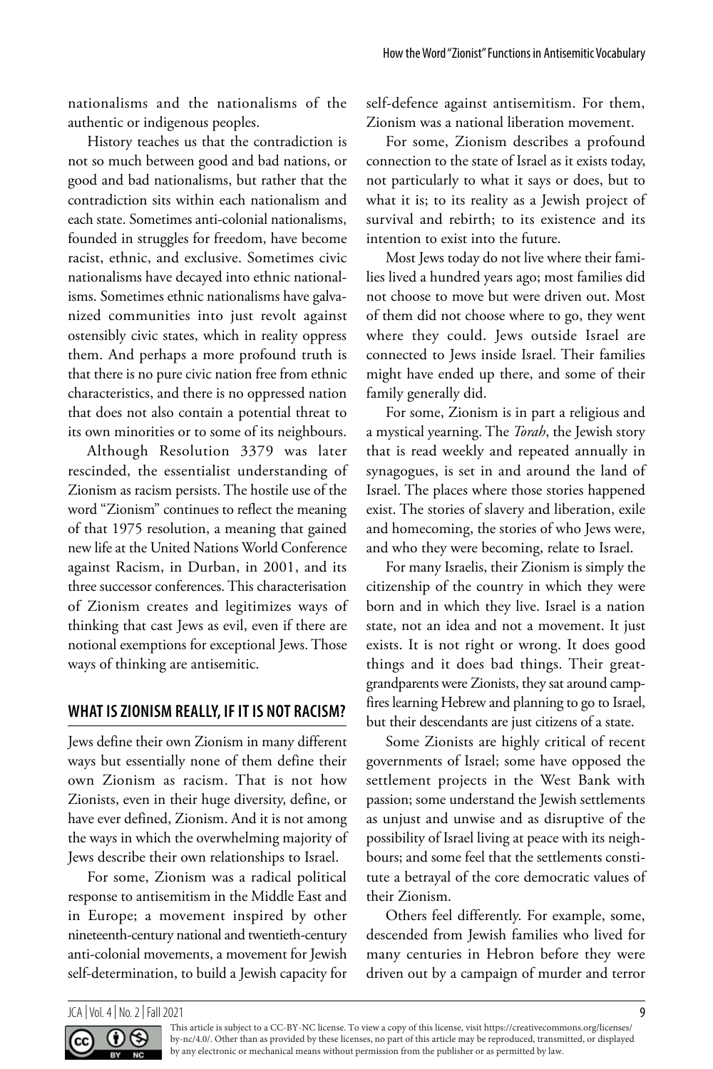nationalisms and the nationalisms of the authentic or indigenous peoples.

History teaches us that the contradiction is not so much between good and bad nations, or good and bad nationalisms, but rather that the contradiction sits within each nationalism and each state. Sometimes anti-colonial nationalisms, founded in struggles for freedom, have become racist, ethnic, and exclusive. Sometimes civic nationalisms have decayed into ethnic nationalisms. Sometimes ethnic nationalisms have galvanized communities into just revolt against ostensibly civic states, which in reality oppress them. And perhaps a more profound truth is that there is no pure civic nation free from ethnic characteristics, and there is no oppressed nation that does not also contain a potential threat to its own minorities or to some of its neighbours.

Although Resolution 3379 was later rescinded, the essentialist understanding of Zionism as racism persists. The hostile use of the word "Zionism" continues to reflect the meaning of that 1975 resolution, a meaning that gained new life at the United Nations World Conference against Racism, in Durban, in 2001, and its three successor conferences. This characterisation of Zionism creates and legitimizes ways of thinking that cast Jews as evil, even if there are notional exemptions for exceptional Jews. Those ways of thinking are antisemitic.

## WHAT IS ZIONISM REALLY, IF IT IS NOT RACISM?

Jews define their own Zionism in many different ways but essentially none of them define their own Zionism as racism. That is not how Zionists, even in their huge diversity, define, or have ever defined, Zionism. And it is not among the ways in which the overwhelming majority of Jews describe their own relationships to Israel.

For some, Zionism was a radical political response to antisemitism in the Middle East and in Europe; a movement inspired by other nineteenth-century national and twentieth-century anti-colonial movements, a movement for Jewish self-determination, to build a Jewish capacity for self-defence against antisemitism. For them, Zionism was a national liberation movement.

For some, Zionism describes a profound connection to the state of Israel as it exists today, not particularly to what it says or does, but to what it is; to its reality as a Jewish project of survival and rebirth; to its existence and its intention to exist into the future.

Most Jews today do not live where their families lived a hundred years ago; most families did not choose to move but were driven out. Most of them did not choose where to go, they went where they could. Jews outside Israel are connected to Jews inside Israel. Their families might have ended up there, and some of their family generally did.

For some, Zionism is in part a religious and a mystical yearning. The *Torah*, the Jewish story that is read weekly and repeated annually in synagogues, is set in and around the land of Israel. The places where those stories happened exist. The stories of slavery and liberation, exile and homecoming, the stories of who Jews were, and who they were becoming, relate to Israel.

For many Israelis, their Zionism is simply the citizenship of the country in which they were born and in which they live. Israel is a nation state, not an idea and not a movement. It just exists. It is not right or wrong. It does good things and it does bad things. Their great-grandparents were Zionists, they sat around campfires learning Hebrew and planning to go to Israel, but their descendants are just citizens of a state.

Some Zionists are highly critical of recent governments of Israel; some have opposed the settlement projects in the West Bank with passion; some understand the Jewish settlements as unjust and unwise and as disruptive of the possibility of Israel living at peace with its neighbours; and some feel that the settlements constitute a betrayal of the core democratic values of their Zionism.

Others feel differently. For example, some, descended from Jewish families who lived for many centuries in Hebron before they were driven out by a campaign of murder and terror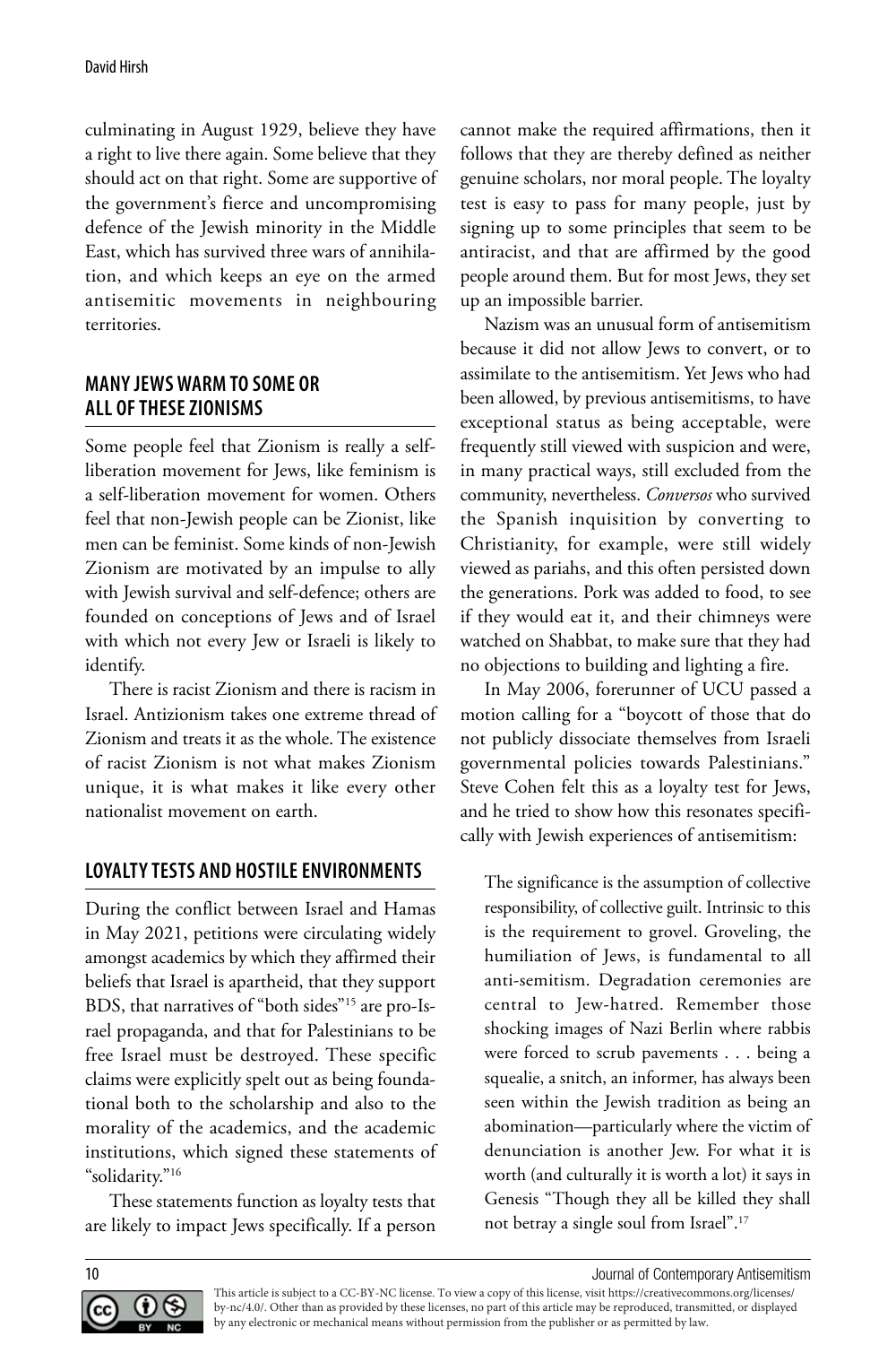culminating in August 1929, believe they have a right to live there again. Some believe that they should act on that right. Some are supportive of the government's fierce and uncompromising defence of the Jewish minority in the Middle East, which has survived three wars of annihilation, and which keeps an eye on the armed antisemitic movements in neighbouring territories.

## MANY JEWS WARM TO SOME OR ALL OF THESE ZIONISMS

Some people feel that Zionism is really a self-liberation movement for Jews, like feminism is a self-liberation movement for women. Others feel that non-Jewish people can be Zionist, like men can be feminist. Some kinds of non-Jewish Zionism are motivated by an impulse to ally with Jewish survival and self-defence; others are founded on conceptions of Jews and of Israel with which not every Jew or Israeli is likely to identify.

There is racist Zionism and there is racism in Israel. Antizionism takes one extreme thread of Zionism and treats it as the whole. The existence of racist Zionism is not what makes Zionism unique, it is what makes it like every other nationalist movement on earth.

## LOYALTY TESTS AND HOSTILE ENVIRONMENTS

During the conflict between Israel and Hamas in May 2021, petitions were circulating widely amongst academics by which they affirmed their beliefs that Israel is apartheid, that they support BDS, that narratives of "both sides"[15] are pro-Israel propaganda, and that for Palestinians to be free Israel must be destroyed. These specific claims were explicitly spelt out as being foundational both to the scholarship and also to the morality of the academics, and the academic institutions, which signed these statements of "solidarity."[16]

These statements function as loyalty tests that are likely to impact Jews specifically. If a person cannot make the required affirmations, then it follows that they are thereby defined as neither genuine scholars, nor moral people. The loyalty test is easy to pass for many people, just by signing up to some principles that seem to be antiracist, and that are affirmed by the good people around them. But for most Jews, they set up an impossible barrier.

Nazism was an unusual form of antisemitism because it did not allow Jews to convert, or to assimilate to the antisemitism. Yet Jews who had been allowed, by previous antisemitisms, to have exceptional status as being acceptable, were frequently still viewed with suspicion and were, in many practical ways, still excluded from the community, nevertheless. *Conversos* who survived the Spanish inquisition by converting to Christianity, for example, were still widely viewed as pariahs, and this often persisted down the generations. Pork was added to food, to see if they would eat it, and their chimneys were watched on Shabbat, to make sure that they had no objections to building and lighting a fire.

In May 2006, forerunner of UCU passed a motion calling for a "boycott of those that do not publicly dissociate themselves from Israeli governmental policies towards Palestinians." Steve Cohen felt this as a loyalty test for Jews, and he tried to show how this resonates specifically with Jewish experiences of antisemitism:

> The significance is the assumption of collective responsibility, of collective guilt. Intrinsic to this is the requirement to grovel. Groveling, the humiliation of Jews, is fundamental to all anti-semitism. Degradation ceremonies are central to Jew-hatred. Remember those shocking images of Nazi Berlin where rabbis were forced to scrub pavements . . . being a squealie, a snitch, an informer, has always been seen within the Jewish tradition as being an abomination—particularly where the victim of denunciation is another Jew. For what it is worth (and culturally it is worth a lot) it says in Genesis "Though they all be killed they shall not betray a single soul from Israel".[17]

This article is subject to a CC-BY-NC license. To view a copy of this license, visit https://creativecommons.org/licenses/by-nc/4.0/. Other than as provided by these licenses, no part of this article may be reproduced, transmitted, or displayed by any electronic or mechanical means without permission from the publisher or as permitted by law.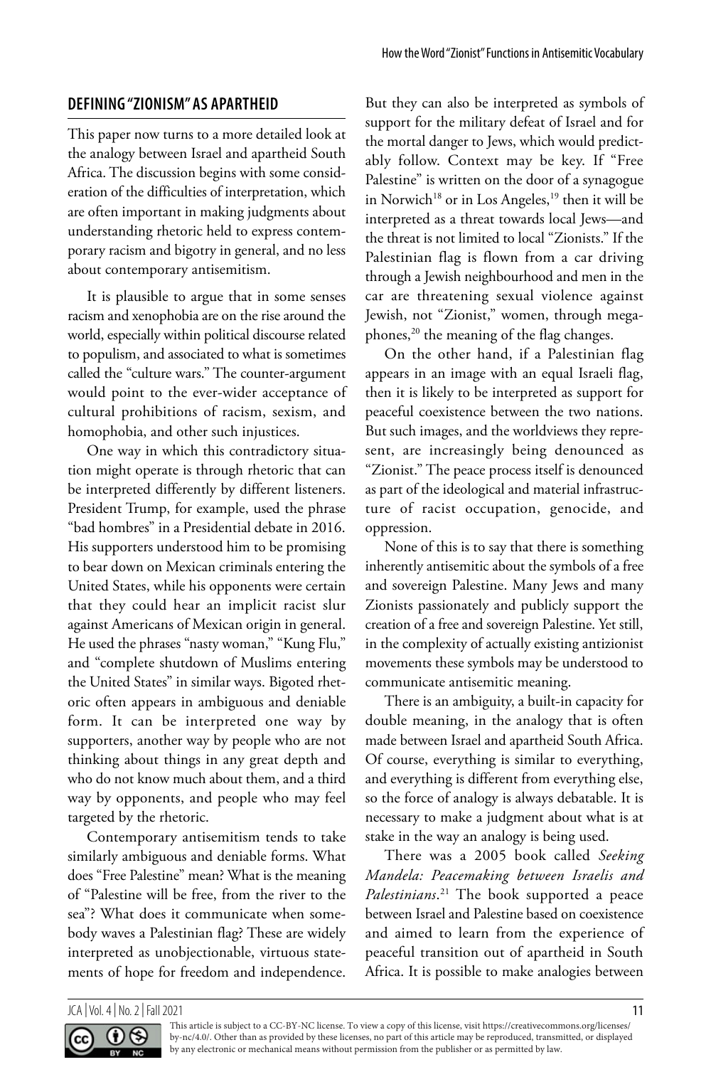## DEFINING "ZIONISM" AS APARTHEID

This paper now turns to a more detailed look at the analogy between Israel and apartheid South Africa. The discussion begins with some consideration of the difficulties of interpretation, which are often important in making judgments about understanding rhetoric held to express contemporary racism and bigotry in general, and no less about contemporary antisemitism.

It is plausible to argue that in some senses racism and xenophobia are on the rise around the world, especially within political discourse related to populism, and associated to what is sometimes called the "culture wars." The counter-argument would point to the ever-wider acceptance of cultural prohibitions of racism, sexism, and homophobia, and other such injustices.

One way in which this contradictory situation might operate is through rhetoric that can be interpreted differently by different listeners. President Trump, for example, used the phrase "bad hombres" in a Presidential debate in 2016. His supporters understood him to be promising to bear down on Mexican criminals entering the United States, while his opponents were certain that they could hear an implicit racist slur against Americans of Mexican origin in general. He used the phrases "nasty woman," "Kung Flu," and "complete shutdown of Muslims entering the United States" in similar ways. Bigoted rhetoric often appears in ambiguous and deniable form. It can be interpreted one way by supporters, another way by people who are not thinking about things in any great depth and who do not know much about them, and a third way by opponents, and people who may feel targeted by the rhetoric.

Contemporary antisemitism tends to take similarly ambiguous and deniable forms. What does "Free Palestine" mean? What is the meaning of "Palestine will be free, from the river to the sea"? What does it communicate when somebody waves a Palestinian flag? These are widely interpreted as unobjectionable, virtuous statements of hope for freedom and independence. But they can also be interpreted as symbols of support for the military defeat of Israel and for the mortal danger to Jews, which would predictably follow. Context may be key. If "Free Palestine" is written on the door of a synagogue in Norwich[18] or in Los Angeles,[19] then it will be interpreted as a threat towards local Jews—and the threat is not limited to local "Zionists." If the Palestinian flag is flown from a car driving through a Jewish neighbourhood and men in the car are threatening sexual violence against Jewish, not "Zionist," women, through megaphones,[20] the meaning of the flag changes.

On the other hand, if a Palestinian flag appears in an image with an equal Israeli flag, then it is likely to be interpreted as support for peaceful coexistence between the two nations. But such images, and the worldviews they represent, are increasingly being denounced as "Zionist." The peace process itself is denounced as part of the ideological and material infrastructure of racist occupation, genocide, and oppression.

None of this is to say that there is something inherently antisemitic about the symbols of a free and sovereign Palestine. Many Jews and many Zionists passionately and publicly support the creation of a free and sovereign Palestine. Yet still, in the complexity of actually existing antizionist movements these symbols may be understood to communicate antisemitic meaning.

There is an ambiguity, a built-in capacity for double meaning, in the analogy that is often made between Israel and apartheid South Africa. Of course, everything is similar to everything, and everything is different from everything else, so the force of analogy is always debatable. It is necessary to make a judgment about what is at stake in the way an analogy is being used.

There was a 2005 book called *Seeking Mandela: Peacemaking between Israelis and Palestinians*.[21] The book supported a peace between Israel and Palestine based on coexistence and aimed to learn from the experience of peaceful transition out of apartheid in South Africa. It is possible to make analogies between

This article is subject to a CC-BY-NC license. To view a copy of this license, visit https://creativecommons.org/licenses/by-nc/4.0/. Other than as provided by these licenses, no part of this article may be reproduced, transmitted, or displayed by any electronic or mechanical means without permission from the publisher or as permitted by law.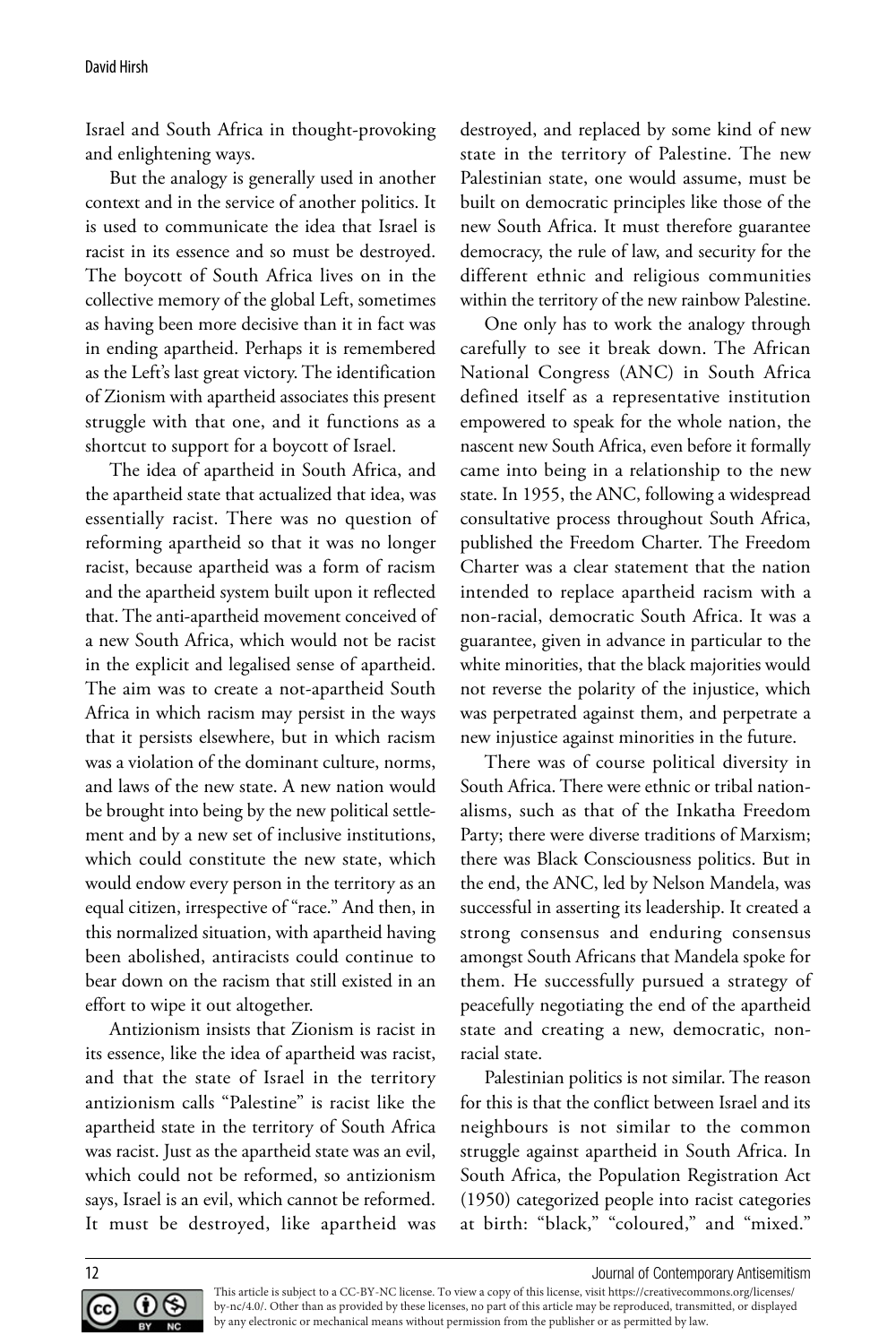Israel and South Africa in thought-provoking and enlightening ways.

But the analogy is generally used in another context and in the service of another politics. It is used to communicate the idea that Israel is racist in its essence and so must be destroyed. The boycott of South Africa lives on in the collective memory of the global Left, sometimes as having been more decisive than it in fact was in ending apartheid. Perhaps it is remembered as the Left's last great victory. The identification of Zionism with apartheid associates this present struggle with that one, and it functions as a shortcut to support for a boycott of Israel.

The idea of apartheid in South Africa, and the apartheid state that actualized that idea, was essentially racist. There was no question of reforming apartheid so that it was no longer racist, because apartheid was a form of racism and the apartheid system built upon it reflected that. The anti-apartheid movement conceived of a new South Africa, which would not be racist in the explicit and legalised sense of apartheid. The aim was to create a not-apartheid South Africa in which racism may persist in the ways that it persists elsewhere, but in which racism was a violation of the dominant culture, norms, and laws of the new state. A new nation would be brought into being by the new political settlement and by a new set of inclusive institutions, which could constitute the new state, which would endow every person in the territory as an equal citizen, irrespective of "race." And then, in this normalized situation, with apartheid having been abolished, antiracists could continue to bear down on the racism that still existed in an effort to wipe it out altogether.

Antizionism insists that Zionism is racist in its essence, like the idea of apartheid was racist, and that the state of Israel in the territory antizionism calls "Palestine" is racist like the apartheid state in the territory of South Africa was racist. Just as the apartheid state was an evil, which could not be reformed, so antizionism says, Israel is an evil, which cannot be reformed. It must be destroyed, like apartheid was destroyed, and replaced by some kind of new state in the territory of Palestine. The new Palestinian state, one would assume, must be built on democratic principles like those of the new South Africa. It must therefore guarantee democracy, the rule of law, and security for the different ethnic and religious communities within the territory of the new rainbow Palestine.

One only has to work the analogy through carefully to see it break down. The African National Congress (ANC) in South Africa defined itself as a representative institution empowered to speak for the whole nation, the nascent new South Africa, even before it formally came into being in a relationship to the new state. In 1955, the ANC, following a widespread consultative process throughout South Africa, published the Freedom Charter. The Freedom Charter was a clear statement that the nation intended to replace apartheid racism with a non-racial, democratic South Africa. It was a guarantee, given in advance in particular to the white minorities, that the black majorities would not reverse the polarity of the injustice, which was perpetrated against them, and perpetrate a new injustice against minorities in the future.

There was of course political diversity in South Africa. There were ethnic or tribal nationalisms, such as that of the Inkatha Freedom Party; there were diverse traditions of Marxism; there was Black Consciousness politics. But in the end, the ANC, led by Nelson Mandela, was successful in asserting its leadership. It created a strong consensus and enduring consensus amongst South Africans that Mandela spoke for them. He successfully pursued a strategy of peacefully negotiating the end of the apartheid state and creating a new, democratic, non-racial state.

Palestinian politics is not similar. The reason for this is that the conflict between Israel and its neighbours is not similar to the common struggle against apartheid in South Africa. In South Africa, the Population Registration Act (1950) categorized people into racist categories at birth: "black," "coloured," and "mixed."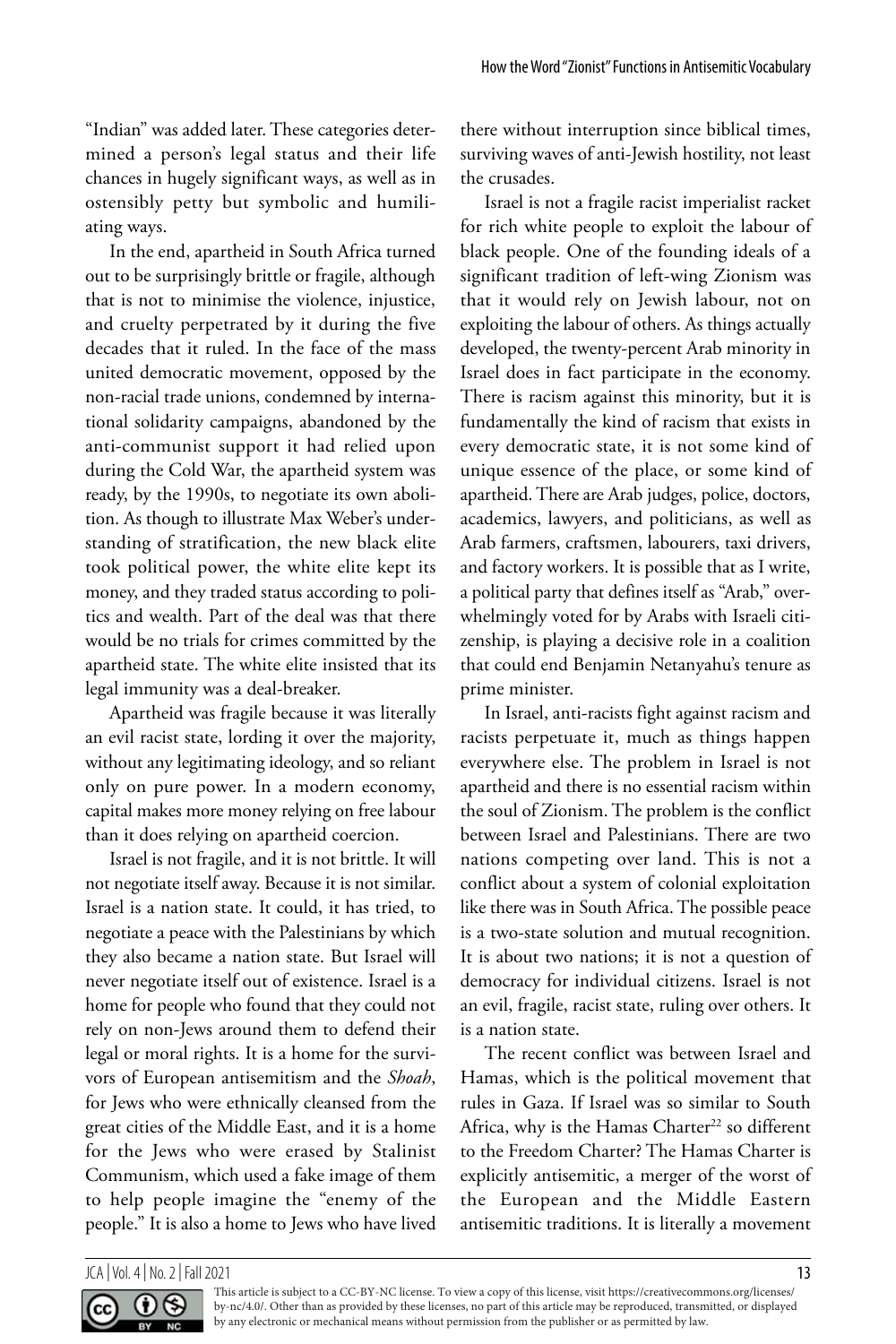"Indian" was added later. These categories determined a person's legal status and their life chances in hugely significant ways, as well as in ostensibly petty but symbolic and humiliating ways.

In the end, apartheid in South Africa turned out to be surprisingly brittle or fragile, although that is not to minimise the violence, injustice, and cruelty perpetrated by it during the five decades that it ruled. In the face of the mass united democratic movement, opposed by the non-racial trade unions, condemned by international solidarity campaigns, abandoned by the anti-communist support it had relied upon during the Cold War, the apartheid system was ready, by the 1990s, to negotiate its own abolition. As though to illustrate Max Weber's understanding of stratification, the new black elite took political power, the white elite kept its money, and they traded status according to politics and wealth. Part of the deal was that there would be no trials for crimes committed by the apartheid state. The white elite insisted that its legal immunity was a deal-breaker.

Apartheid was fragile because it was literally an evil racist state, lording it over the majority, without any legitimating ideology, and so reliant only on pure power. In a modern economy, capital makes more money relying on free labour than it does relying on apartheid coercion.

Israel is not fragile, and it is not brittle. It will not negotiate itself away. Because it is not similar. Israel is a nation state. It could, it has tried, to negotiate a peace with the Palestinians by which they also became a nation state. But Israel will never negotiate itself out of existence. Israel is a home for people who found that they could not rely on non-Jews around them to defend their legal or moral rights. It is a home for the survivors of European antisemitism and the *Shoah*, for Jews who were ethnically cleansed from the great cities of the Middle East, and it is a home for the Jews who were erased by Stalinist Communism, which used a fake image of them to help people imagine the "enemy of the people." It is also a home to Jews who have lived there without interruption since biblical times, surviving waves of anti-Jewish hostility, not least the crusades.

Israel is not a fragile racist imperialist racket for rich white people to exploit the labour of black people. One of the founding ideals of a significant tradition of left-wing Zionism was that it would rely on Jewish labour, not on exploiting the labour of others. As things actually developed, the twenty-percent Arab minority in Israel does in fact participate in the economy. There is racism against this minority, but it is fundamentally the kind of racism that exists in every democratic state, it is not some kind of unique essence of the place, or some kind of apartheid. There are Arab judges, police, doctors, academics, lawyers, and politicians, as well as Arab farmers, craftsmen, labourers, taxi drivers, and factory workers. It is possible that as I write, a political party that defines itself as "Arab," overwhelmingly voted for by Arabs with Israeli citizenship, is playing a decisive role in a coalition that could end Benjamin Netanyahu's tenure as prime minister.

In Israel, anti-racists fight against racism and racists perpetuate it, much as things happen everywhere else. The problem in Israel is not apartheid and there is no essential racism within the soul of Zionism. The problem is the conflict between Israel and Palestinians. There are two nations competing over land. This is not a conflict about a system of colonial exploitation like there was in South Africa. The possible peace is a two-state solution and mutual recognition. It is about two nations; it is not a question of democracy for individual citizens. Israel is not an evil, fragile, racist state, ruling over others. It is a nation state.

The recent conflict was between Israel and Hamas, which is the political movement that rules in Gaza. If Israel was so similar to South Africa, why is the Hamas Charter[22] so different to the Freedom Charter? The Hamas Charter is explicitly antisemitic, a merger of the worst of the European and the Middle Eastern antisemitic traditions. It is literally a movement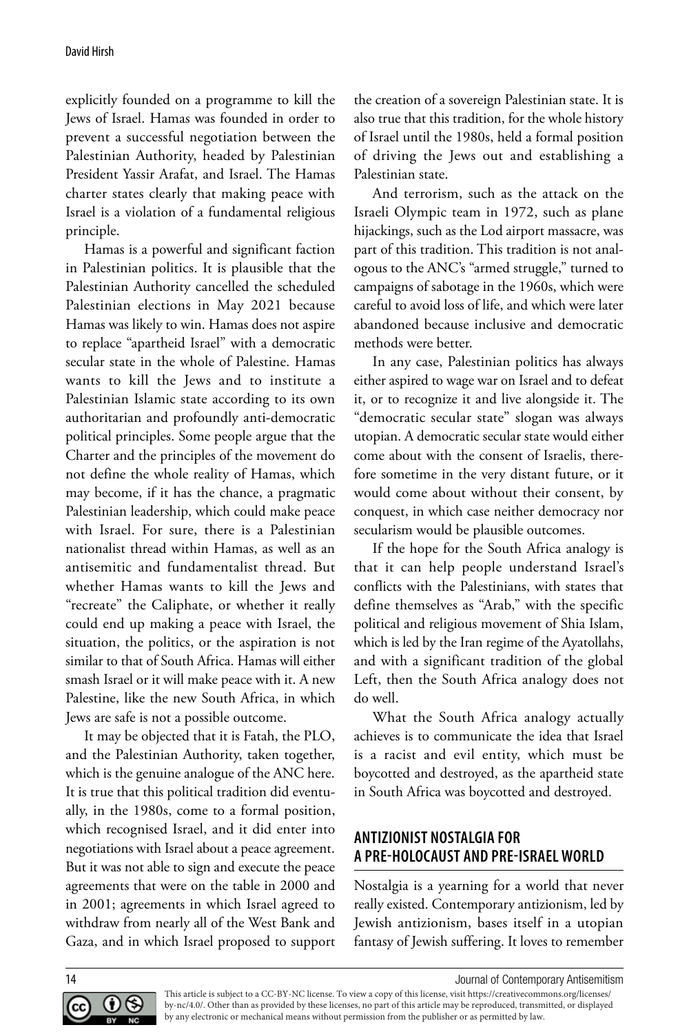explicitly founded on a programme to kill the Jews of Israel. Hamas was founded in order to prevent a successful negotiation between the Palestinian Authority, headed by Palestinian President Yassir Arafat, and Israel. The Hamas charter states clearly that making peace with Israel is a violation of a fundamental religious principle.

Hamas is a powerful and significant faction in Palestinian politics. It is plausible that the Palestinian Authority cancelled the scheduled Palestinian elections in May 2021 because Hamas was likely to win. Hamas does not aspire to replace "apartheid Israel" with a democratic secular state in the whole of Palestine. Hamas wants to kill the Jews and to institute a Palestinian Islamic state according to its own authoritarian and profoundly anti-democratic political principles. Some people argue that the Charter and the principles of the movement do not define the whole reality of Hamas, which may become, if it has the chance, a pragmatic Palestinian leadership, which could make peace with Israel. For sure, there is a Palestinian nationalist thread within Hamas, as well as an antisemitic and fundamentalist thread. But whether Hamas wants to kill the Jews and "recreate" the Caliphate, or whether it really could end up making a peace with Israel, the situation, the politics, or the aspiration is not similar to that of South Africa. Hamas will either smash Israel or it will make peace with it. A new Palestine, like the new South Africa, in which Jews are safe is not a possible outcome.

It may be objected that it is Fatah, the PLO, and the Palestinian Authority, taken together, which is the genuine analogue of the ANC here. It is true that this political tradition did eventually, in the 1980s, come to a formal position, which recognised Israel, and it did enter into negotiations with Israel about a peace agreement. But it was not able to sign and execute the peace agreements that were on the table in 2000 and in 2001; agreements in which Israel agreed to withdraw from nearly all of the West Bank and Gaza, and in which Israel proposed to support the creation of a sovereign Palestinian state. It is also true that this tradition, for the whole history of Israel until the 1980s, held a formal position of driving the Jews out and establishing a Palestinian state.

And terrorism, such as the attack on the Israeli Olympic team in 1972, such as plane hijackings, such as the Lod airport massacre, was part of this tradition. This tradition is not analogous to the ANC's "armed struggle," turned to campaigns of sabotage in the 1960s, which were careful to avoid loss of life, and which were later abandoned because inclusive and democratic methods were better.

In any case, Palestinian politics has always either aspired to wage war on Israel and to defeat it, or to recognize it and live alongside it. The "democratic secular state" slogan was always utopian. A democratic secular state would either come about with the consent of Israelis, therefore sometime in the very distant future, or it would come about without their consent, by conquest, in which case neither democracy nor secularism would be plausible outcomes.

If the hope for the South Africa analogy is that it can help people understand Israel's conflicts with the Palestinians, with states that define themselves as "Arab," with the specific political and religious movement of Shia Islam, which is led by the Iran regime of the Ayatollahs, and with a significant tradition of the global Left, then the South Africa analogy does not do well.

What the South Africa analogy actually achieves is to communicate the idea that Israel is a racist and evil entity, which must be boycotted and destroyed, as the apartheid state in South Africa was boycotted and destroyed.

## ANTIZIONIST NOSTALGIA FOR A PRE-HOLOCAUST AND PRE-ISRAEL WORLD

Nostalgia is a yearning for a world that never really existed. Contemporary antizionism, led by Jewish antizionism, bases itself in a utopian fantasy of Jewish suffering. It loves to remember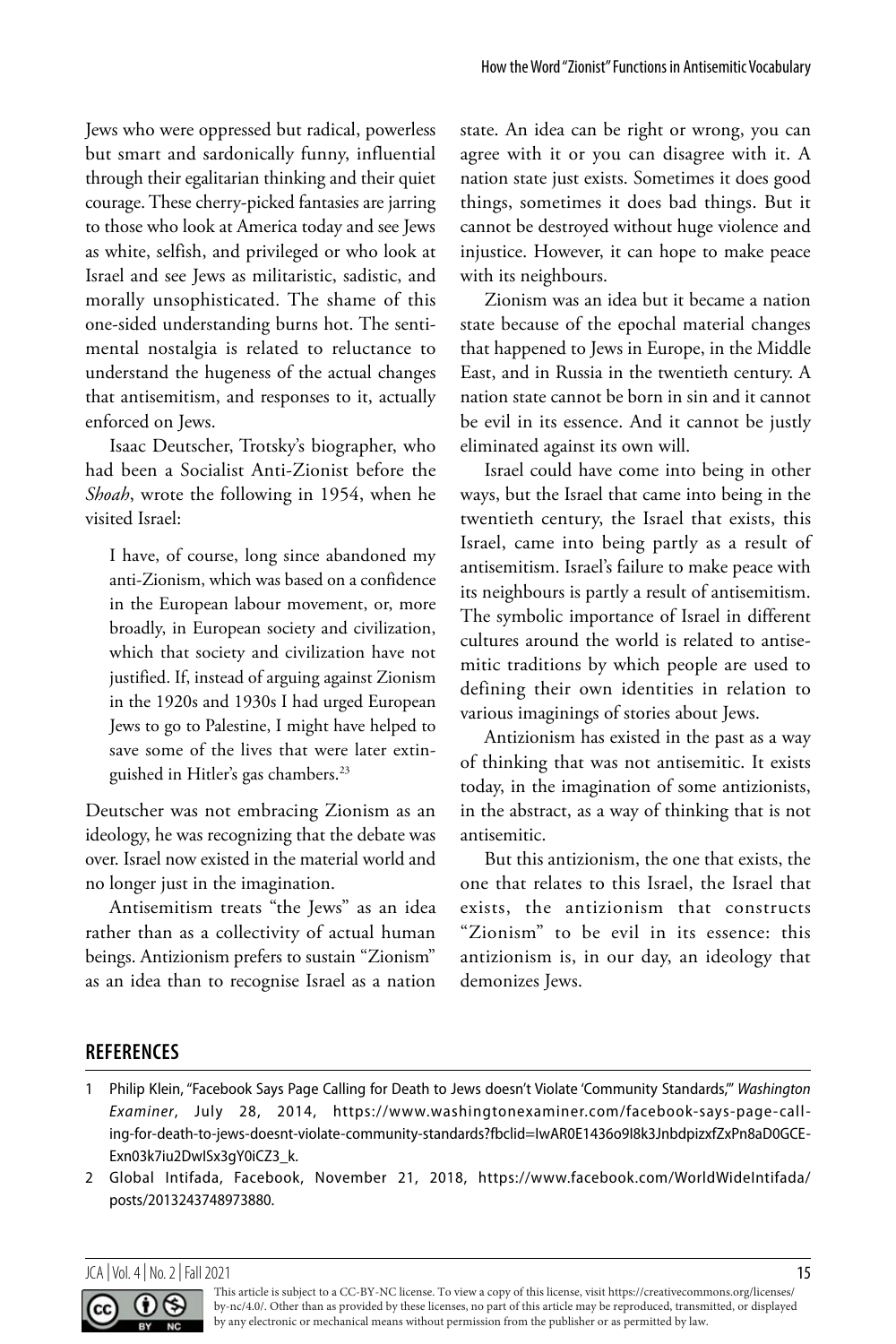Jews who were oppressed but radical, powerless but smart and sardonically funny, influential through their egalitarian thinking and their quiet courage. These cherry-picked fantasies are jarring to those who look at America today and see Jews as white, selfish, and privileged or who look at Israel and see Jews as militaristic, sadistic, and morally unsophisticated. The shame of this one-sided understanding burns hot. The sentimental nostalgia is related to reluctance to understand the hugeness of the actual changes that antisemitism, and responses to it, actually enforced on Jews.

Isaac Deutscher, Trotsky's biographer, who had been a Socialist Anti-Zionist before the *Shoah*, wrote the following in 1954, when he visited Israel:

> I have, of course, long since abandoned my anti-Zionism, which was based on a confidence in the European labour movement, or, more broadly, in European society and civilization, which that society and civilization have not justified. If, instead of arguing against Zionism in the 1920s and 1930s I had urged European Jews to go to Palestine, I might have helped to save some of the lives that were later extinguished in Hitler's gas chambers.[23]

Deutscher was not embracing Zionism as an ideology, he was recognizing that the debate was over. Israel now existed in the material world and no longer just in the imagination.

Antisemitism treats "the Jews" as an idea rather than as a collectivity of actual human beings. Antizionism prefers to sustain "Zionism" as an idea than to recognise Israel as a nation state. An idea can be right or wrong, you can agree with it or you can disagree with it. A nation state just exists. Sometimes it does good things, sometimes it does bad things. But it cannot be destroyed without huge violence and injustice. However, it can hope to make peace with its neighbours.

Zionism was an idea but it became a nation state because of the epochal material changes that happened to Jews in Europe, in the Middle East, and in Russia in the twentieth century. A nation state cannot be born in sin and it cannot be evil in its essence. And it cannot be justly eliminated against its own will.

Israel could have come into being in other ways, but the Israel that came into being in the twentieth century, the Israel that exists, this Israel, came into being partly as a result of antisemitism. Israel's failure to make peace with its neighbours is partly a result of antisemitism. The symbolic importance of Israel in different cultures around the world is related to antisemitic traditions by which people are used to defining their own identities in relation to various imaginings of stories about Jews.

Antizionism has existed in the past as a way of thinking that was not antisemitic. It exists today, in the imagination of some antizionists, in the abstract, as a way of thinking that is not antisemitic.

But this antizionism, the one that exists, the one that relates to this Israel, the Israel that exists, the antizionism that constructs "Zionism" to be evil in its essence: this antizionism is, in our day, an ideology that demonizes Jews.

## REFERENCES

1. Philip Klein, "Facebook Says Page Calling for Death to Jews doesn't Violate 'Community Standards,'" *Washington Examiner*, July 28, 2014, https://www.washingtonexaminer.com/facebook-says-page-calling-for-death-to-jews-doesnt-violate-community-standards?fbclid=IwAR0E1436o9I8k3JnbdpizxfZxPn8aD0GCE-Exn03k7iu2DwISx3gY0iCZ3_k.
2. Global Intifada, Facebook, November 21, 2018, https://www.facebook.com/WorldWideIntifada/posts/2013243748973880.

This article is subject to a CC-BY-NC license. To view a copy of this license, visit https://creativecommons.org/licenses/by-nc/4.0/. Other than as provided by these licenses, no part of this article may be reproduced, transmitted, or displayed by any electronic or mechanical means without permission from the publisher or as permitted by law.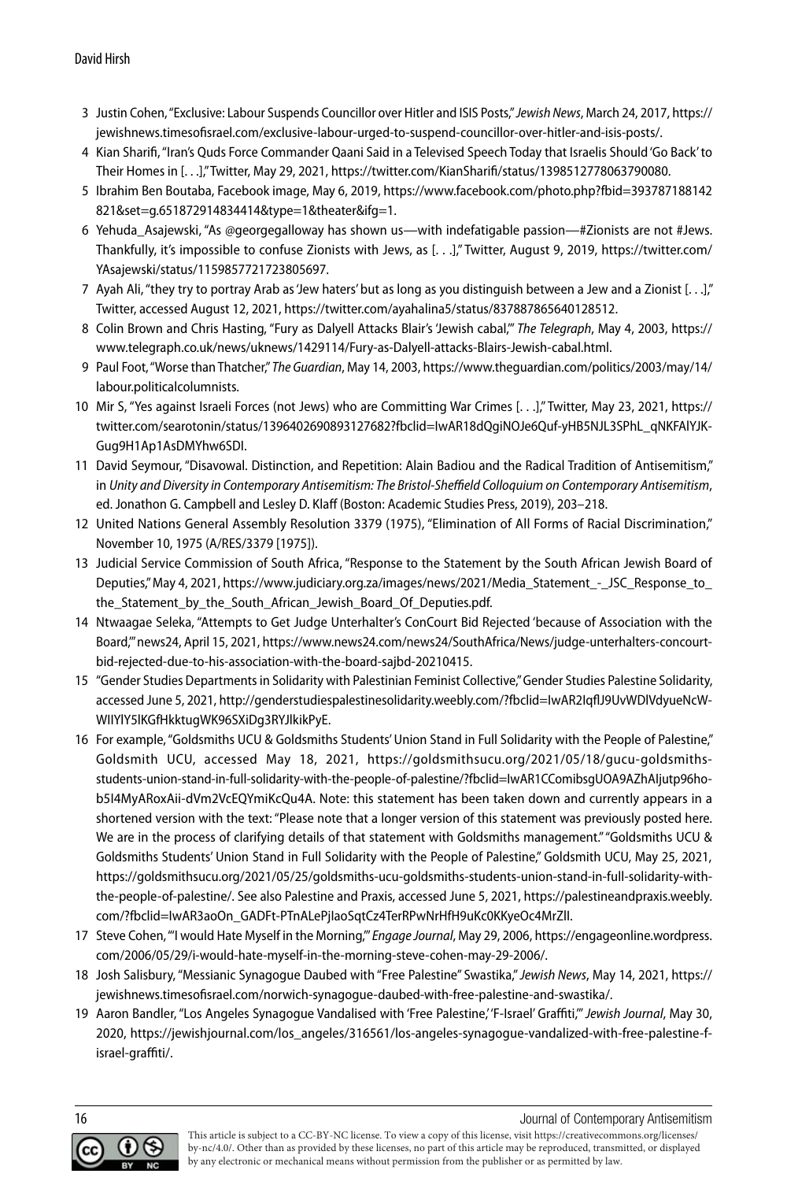3 Justin Cohen, "Exclusive: Labour Suspends Councillor over Hitler and ISIS Posts," *Jewish News*, March 24, 2017, https://jewishnews.timesofisrael.com/exclusive-labour-urged-to-suspend-councillor-over-hitler-and-isis-posts/.

4 Kian Sharifi, "Iran's Quds Force Commander Qaani Said in a Televised Speech Today that Israelis Should 'Go Back' to Their Homes in [. . .]," Twitter, May 29, 2021, https://twitter.com/KianSharifi/status/1398512778063790080.

5 Ibrahim Ben Boutaba, Facebook image, May 6, 2019, https://www.facebook.com/photo.php?fbid=393787188142821&set=g.651872914834414&type=1&theater&ifg=1.

6 Yehuda_Asajewski, "As @georgegalloway has shown us—with indefatigable passion—#Zionists are not #Jews. Thankfully, it's impossible to confuse Zionists with Jews, as [. . .]," Twitter, August 9, 2019, https://twitter.com/YAsajewski/status/1159857721723805697.

7 Ayah Ali, "they try to portray Arab as 'Jew haters' but as long as you distinguish between a Jew and a Zionist [. . .]," Twitter, accessed August 12, 2021, https://twitter.com/ayahalina5/status/837887865640128512.

8 Colin Brown and Chris Hasting, "Fury as Dalyell Attacks Blair's 'Jewish cabal,'" *The Telegraph*, May 4, 2003, https://www.telegraph.co.uk/news/uknews/1429114/Fury-as-Dalyell-attacks-Blairs-Jewish-cabal.html.

9 Paul Foot, "Worse than Thatcher," *The Guardian*, May 14, 2003, https://www.theguardian.com/politics/2003/may/14/labour.politicalcolumnists.

10 Mir S, "Yes against Israeli Forces (not Jews) who are Committing War Crimes [. . .]," Twitter, May 23, 2021, https://twitter.com/searotonin/status/1396402690893127682?fbclid=IwAR18dQgiNOJe6Quf-yHB5NJL3SPhL_qNKFAlYJK-Gug9H1Ap1AsDMYhw6SDI.

11 David Seymour, "Disavowal. Distinction, and Repetition: Alain Badiou and the Radical Tradition of Antisemitism," in *Unity and Diversity in Contemporary Antisemitism: The Bristol-Sheffield Colloquium on Contemporary Antisemitism*, ed. Jonathon G. Campbell and Lesley D. Klaff (Boston: Academic Studies Press, 2019), 203–218.

12 United Nations General Assembly Resolution 3379 (1975), "Elimination of All Forms of Racial Discrimination," November 10, 1975 (A/RES/3379 [1975]).

13 Judicial Service Commission of South Africa, "Response to the Statement by the South African Jewish Board of Deputies," May 4, 2021, https://www.judiciary.org.za/images/news/2021/Media_Statement_-_JSC_Response_to_the_Statement_by_the_South_African_Jewish_Board_Of_Deputies.pdf.

14 Ntwaagae Seleka, "Attempts to Get Judge Unterhalter's ConCourt Bid Rejected 'because of Association with the Board,'" news24, April 15, 2021, https://www.news24.com/news24/SouthAfrica/News/judge-unterhalters-concourt-bid-rejected-due-to-his-association-with-the-board-sajbd-20210415.

15 "Gender Studies Departments in Solidarity with Palestinian Feminist Collective," Gender Studies Palestine Solidarity, accessed June 5, 2021, http://genderstudiespalestinesolidarity.weebly.com/?fbclid=IwAR2IqflJ9UvWDlVdyueNcW-WIIYlY5lKGfHkktugWK96SXiDg3RYJlkikPyE.

16 For example, "Goldsmiths UCU & Goldsmiths Students' Union Stand in Full Solidarity with the People of Palestine," Goldsmith UCU, accessed May 18, 2021, https://goldsmithsucu.org/2021/05/18/gucu-goldsmiths-students-union-stand-in-full-solidarity-with-the-people-of-palestine/?fbclid=IwAR1CComibsgUOA9AZhAIjutp96ho-b5I4MyARoxAii-dVm2VcEQYmiKcQu4A. Note: this statement has been taken down and currently appears in a shortened version with the text: "Please note that a longer version of this statement was previously posted here. We are in the process of clarifying details of that statement with Goldsmiths management." "Goldsmiths UCU & Goldsmiths Students' Union Stand in Full Solidarity with the People of Palestine," Goldsmith UCU, May 25, 2021, https://goldsmithsucu.org/2021/05/25/goldsmiths-ucu-goldsmiths-students-union-stand-in-full-solidarity-with-the-people-of-palestine/. See also Palestine and Praxis, accessed June 5, 2021, https://palestineandpraxis.weebly.com/?fbclid=IwAR3aoOn_GADFt-PTnALePjIaoSqtCz4TerRPwNrHfH9uKc0KKyeOc4MrZlI.

17 Steve Cohen, "'I would Hate Myself in the Morning,'" *Engage Journal*, May 29, 2006, https://engageonline.wordpress.com/2006/05/29/i-would-hate-myself-in-the-morning-steve-cohen-may-29-2006/.

18 Josh Salisbury, "Messianic Synagogue Daubed with "Free Palestine" Swastika," *Jewish News*, May 14, 2021, https://jewishnews.timesofisrael.com/norwich-synagogue-daubed-with-free-palestine-and-swastika/.

19 Aaron Bandler, "Los Angeles Synagogue Vandalised with 'Free Palestine,' 'F-Israel' Graffiti,'" *Jewish Journal*, May 30, 2020, https://jewishjournal.com/los_angeles/316561/los-angeles-synagogue-vandalized-with-free-palestine-f-israel-graffiti/.

This article is subject to a CC-BY-NC license. To view a copy of this license, visit https://creativecommons.org/licenses/by-nc/4.0/. Other than as provided by these licenses, no part of this article may be reproduced, transmitted, or displayed by any electronic or mechanical means without permission from the publisher or as permitted by law.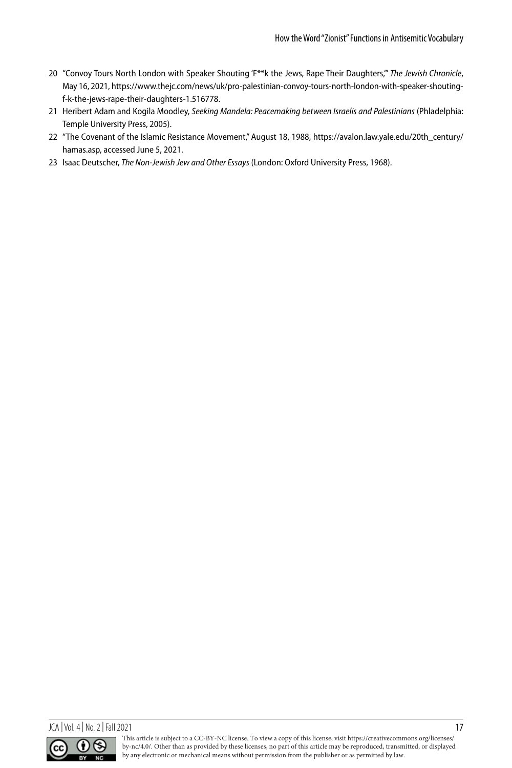20 "Convoy Tours North London with Speaker Shouting 'F**k the Jews, Rape Their Daughters,'" *The Jewish Chronicle*, May 16, 2021, https://www.thejc.com/news/uk/pro-palestinian-convoy-tours-north-london-with-speaker-shouting-f-k-the-jews-rape-their-daughters-1.516778.

21 Heribert Adam and Kogila Moodley, *Seeking Mandela: Peacemaking between Israelis and Palestinians* (Phladelphia: Temple University Press, 2005).

22 "The Covenant of the Islamic Resistance Movement," August 18, 1988, https://avalon.law.yale.edu/20th_century/hamas.asp, accessed June 5, 2021.

23 Isaac Deutscher, *The Non-Jewish Jew and Other Essays* (London: Oxford University Press, 1968).

This article is subject to a CC-BY-NC license. To view a copy of this license, visit https://creativecommons.org/licenses/by-nc/4.0/. Other than as provided by these licenses, no part of this article may be reproduced, transmitted, or displayed by any electronic or mechanical means without permission from the publisher or as permitted by law.